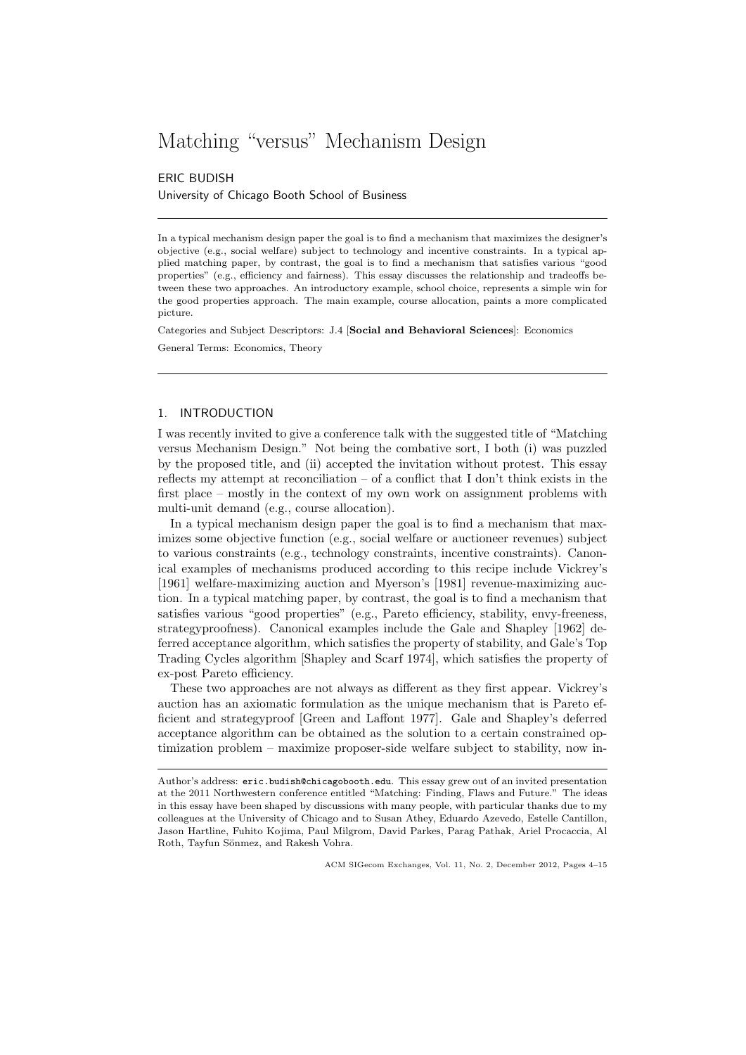# Matching "versus" Mechanism Design

ERIC BUDISH
University of Chicago Booth School of Business

---

In a typical mechanism design paper the goal is to find a mechanism that maximizes the designer's objective (e.g., social welfare) subject to technology and incentive constraints. In a typical applied matching paper, by contrast, the goal is to find a mechanism that satisfies various "good properties" (e.g., efficiency and fairness). This essay discusses the relationship and tradeoffs between these two approaches. An introductory example, school choice, represents a simple win for the good properties approach. The main example, course allocation, paints a more complicated picture.

Categories and Subject Descriptors: J.4 [**Social and Behavioral Sciences**]: Economics

General Terms: Economics, Theory

---

## 1. INTRODUCTION

I was recently invited to give a conference talk with the suggested title of "Matching versus Mechanism Design." Not being the combative sort, I both (i) was puzzled by the proposed title, and (ii) accepted the invitation without protest. This essay reflects my attempt at reconciliation – of a conflict that I don't think exists in the first place – mostly in the context of my own work on assignment problems with multi-unit demand (e.g., course allocation).

In a typical mechanism design paper the goal is to find a mechanism that maximizes some objective function (e.g., social welfare or auctioneer revenues) subject to various constraints (e.g., technology constraints, incentive constraints). Canonical examples of mechanisms produced according to this recipe include Vickrey's [1961] welfare-maximizing auction and Myerson's [1981] revenue-maximizing auction. In a typical matching paper, by contrast, the goal is to find a mechanism that satisfies various "good properties" (e.g., Pareto efficiency, stability, envy-freeness, strategyproofness). Canonical examples include the Gale and Shapley [1962] deferred acceptance algorithm, which satisfies the property of stability, and Gale's Top Trading Cycles algorithm [Shapley and Scarf 1974], which satisfies the property of ex-post Pareto efficiency.

These two approaches are not always as different as they first appear. Vickrey's auction has an axiomatic formulation as the unique mechanism that is Pareto efficient and strategyproof [Green and Laffont 1977]. Gale and Shapley's deferred acceptance algorithm can be obtained as the solution to a certain constrained optimization problem – maximize proposer-side welfare subject to stability, now in-

---

Author's address: eric.budish@chicagobooth.edu. This essay grew out of an invited presentation at the 2011 Northwestern conference entitled "Matching: Finding, Flaws and Future." The ideas in this essay have been shaped by discussions with many people, with particular thanks due to my colleagues at the University of Chicago and to Susan Athey, Eduardo Azevedo, Estelle Cantillon, Jason Hartline, Fuhito Kojima, Paul Milgrom, David Parkes, Parag Pathak, Ariel Procaccia, Al Roth, Tayfun Sönmez, and Rakesh Vohra.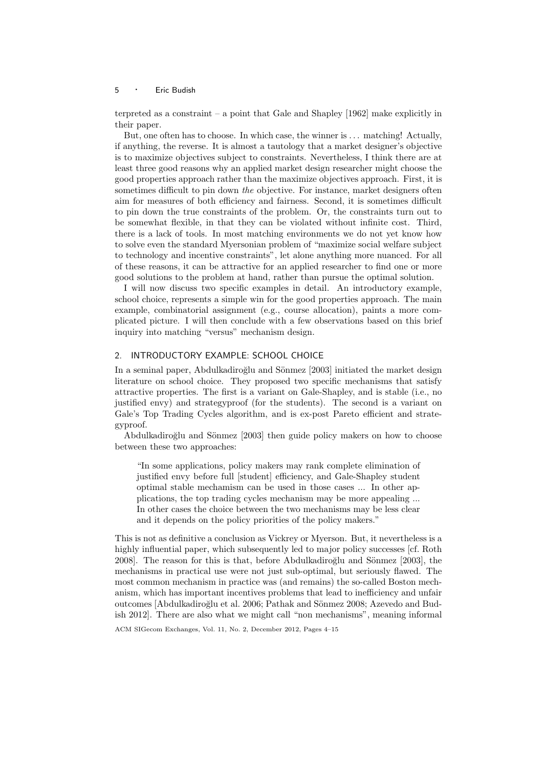terpreted as a constraint – a point that Gale and Shapley [1962] make explicitly in their paper.

But, one often has to choose. In which case, the winner is . . . matching! Actually, if anything, the reverse. It is almost a tautology that a market designer's objective is to maximize objectives subject to constraints. Nevertheless, I think there are at least three good reasons why an applied market design researcher might choose the good properties approach rather than the maximize objectives approach. First, it is sometimes difficult to pin down *the* objective. For instance, market designers often aim for measures of both efficiency and fairness. Second, it is sometimes difficult to pin down the true constraints of the problem. Or, the constraints turn out to be somewhat flexible, in that they can be violated without infinite cost. Third, there is a lack of tools. In most matching environments we do not yet know how to solve even the standard Myersonian problem of "maximize social welfare subject to technology and incentive constraints", let alone anything more nuanced. For all of these reasons, it can be attractive for an applied researcher to find one or more good solutions to the problem at hand, rather than pursue the optimal solution.

I will now discuss two specific examples in detail. An introductory example, school choice, represents a simple win for the good properties approach. The main example, combinatorial assignment (e.g., course allocation), paints a more complicated picture. I will then conclude with a few observations based on this brief inquiry into matching "versus" mechanism design.

## 2. INTRODUCTORY EXAMPLE: SCHOOL CHOICE

In a seminal paper, Abdulkadiroğlu and Sönmez [2003] initiated the market design literature on school choice. They proposed two specific mechanisms that satisfy attractive properties. The first is a variant on Gale-Shapley, and is stable (i.e., no justified envy) and strategyproof (for the students). The second is a variant on Gale's Top Trading Cycles algorithm, and is ex-post Pareto efficient and strategyproof.

Abdulkadiroğlu and Sönmez [2003] then guide policy makers on how to choose between these two approaches:

> "In some applications, policy makers may rank complete elimination of justified envy before full [student] efficiency, and Gale-Shapley student optimal stable mechamism can be used in those cases ... In other applications, the top trading cycles mechanism may be more appealing ... In other cases the choice between the two mechanisms may be less clear and it depends on the policy priorities of the policy makers."

This is not as definitive a conclusion as Vickrey or Myerson. But, it nevertheless is a highly influential paper, which subsequently led to major policy successes [cf. Roth 2008]. The reason for this is that, before Abdulkadiroğlu and Sönmez [2003], the mechanisms in practical use were not just sub-optimal, but seriously flawed. The most common mechanism in practice was (and remains) the so-called Boston mechanism, which has important incentives problems that lead to inefficiency and unfair outcomes [Abdulkadiroğlu et al. 2006; Pathak and Sönmez 2008; Azevedo and Budish 2012]. There are also what we might call "non mechanisms", meaning informal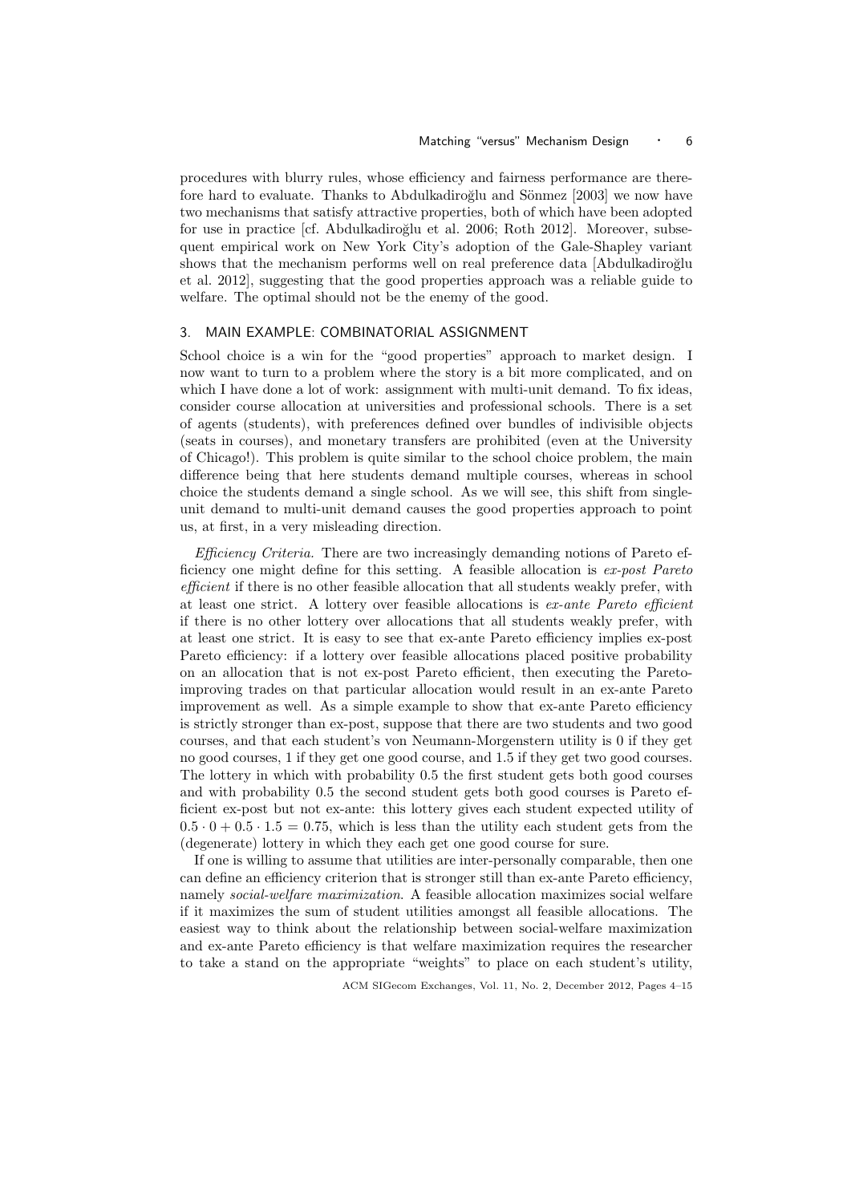procedures with blurry rules, whose efficiency and fairness performance are therefore hard to evaluate. Thanks to Abdulkadiroğlu and Sönmez [2003] we now have two mechanisms that satisfy attractive properties, both of which have been adopted for use in practice [cf. Abdulkadiroğlu et al. 2006; Roth 2012]. Moreover, subsequent empirical work on New York City's adoption of the Gale-Shapley variant shows that the mechanism performs well on real preference data [Abdulkadiroğlu et al. 2012], suggesting that the good properties approach was a reliable guide to welfare. The optimal should not be the enemy of the good.

## 3. MAIN EXAMPLE: COMBINATORIAL ASSIGNMENT

School choice is a win for the "good properties" approach to market design. I now want to turn to a problem where the story is a bit more complicated, and on which I have done a lot of work: assignment with multi-unit demand. To fix ideas, consider course allocation at universities and professional schools. There is a set of agents (students), with preferences defined over bundles of indivisible objects (seats in courses), and monetary transfers are prohibited (even at the University of Chicago!). This problem is quite similar to the school choice problem, the main difference being that here students demand multiple courses, whereas in school choice the students demand a single school. As we will see, this shift from single-unit demand to multi-unit demand causes the good properties approach to point us, at first, in a very misleading direction.

*Efficiency Criteria.* There are two increasingly demanding notions of Pareto efficiency one might define for this setting. A feasible allocation is *ex-post Pareto efficient* if there is no other feasible allocation that all students weakly prefer, with at least one strict. A lottery over feasible allocations is *ex-ante Pareto efficient* if there is no other lottery over allocations that all students weakly prefer, with at least one strict. It is easy to see that ex-ante Pareto efficiency implies ex-post Pareto efficiency: if a lottery over feasible allocations placed positive probability on an allocation that is not ex-post Pareto efficient, then executing the Pareto-improving trades on that particular allocation would result in an ex-ante Pareto improvement as well. As a simple example to show that ex-ante Pareto efficiency is strictly stronger than ex-post, suppose that there are two students and two good courses, and that each student's von Neumann-Morgenstern utility is 0 if they get no good courses, 1 if they get one good course, and 1.5 if they get two good courses. The lottery in which with probability 0.5 the first student gets both good courses and with probability 0.5 the second student gets both good courses is Pareto efficient ex-post but not ex-ante: this lottery gives each student expected utility of $0.5 \cdot 0 + 0.5 \cdot 1.5 = 0.75$, which is less than the utility each student gets from the (degenerate) lottery in which they each get one good course for sure.

If one is willing to assume that utilities are inter-personally comparable, then one can define an efficiency criterion that is stronger still than ex-ante Pareto efficiency, namely *social-welfare maximization*. A feasible allocation maximizes social welfare if it maximizes the sum of student utilities amongst all feasible allocations. The easiest way to think about the relationship between social-welfare maximization and ex-ante Pareto efficiency is that welfare maximization requires the researcher to take a stand on the appropriate "weights" to place on each student's utility,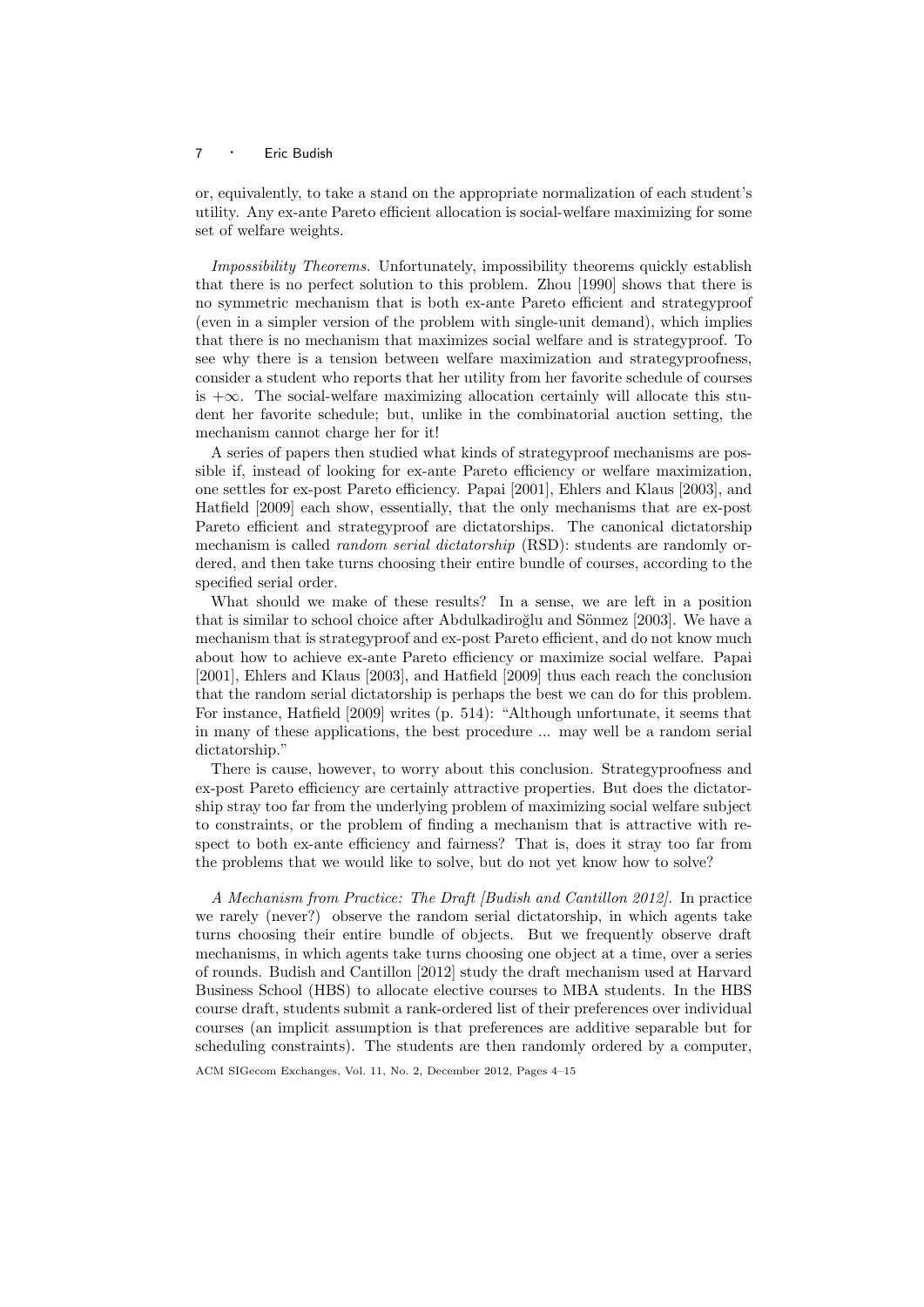or, equivalently, to take a stand on the appropriate normalization of each student's utility. Any ex-ante Pareto efficient allocation is social-welfare maximizing for some set of welfare weights.

*Impossibility Theorems.* Unfortunately, impossibility theorems quickly establish that there is no perfect solution to this problem. Zhou [1990] shows that there is no symmetric mechanism that is both ex-ante Pareto efficient and strategyproof (even in a simpler version of the problem with single-unit demand), which implies that there is no mechanism that maximizes social welfare and is strategyproof. To see why there is a tension between welfare maximization and strategyproofness, consider a student who reports that her utility from her favorite schedule of courses is $+\infty$. The social-welfare maximizing allocation certainly will allocate this student her favorite schedule; but, unlike in the combinatorial auction setting, the mechanism cannot charge her for it!

A series of papers then studied what kinds of strategyproof mechanisms are possible if, instead of looking for ex-ante Pareto efficiency or welfare maximization, one settles for ex-post Pareto efficiency. Papai [2001], Ehlers and Klaus [2003], and Hatfield [2009] each show, essentially, that the only mechanisms that are ex-post Pareto efficient and strategyproof are dictatorships. The canonical dictatorship mechanism is called *random serial dictatorship* (RSD): students are randomly ordered, and then take turns choosing their entire bundle of courses, according to the specified serial order.

What should we make of these results? In a sense, we are left in a position that is similar to school choice after Abdulkadiroğlu and Sönmez [2003]. We have a mechanism that is strategyproof and ex-post Pareto efficient, and do not know much about how to achieve ex-ante Pareto efficiency or maximize social welfare. Papai [2001], Ehlers and Klaus [2003], and Hatfield [2009] thus each reach the conclusion that the random serial dictatorship is perhaps the best we can do for this problem. For instance, Hatfield [2009] writes (p. 514): "Although unfortunate, it seems that in many of these applications, the best procedure ... may well be a random serial dictatorship."

There is cause, however, to worry about this conclusion. Strategyproofness and ex-post Pareto efficiency are certainly attractive properties. But does the dictatorship stray too far from the underlying problem of maximizing social welfare subject to constraints, or the problem of finding a mechanism that is attractive with respect to both ex-ante efficiency and fairness? That is, does it stray too far from the problems that we would like to solve, but do not yet know how to solve?

*A Mechanism from Practice: The Draft [Budish and Cantillon 2012].* In practice we rarely (never?) observe the random serial dictatorship, in which agents take turns choosing their entire bundle of objects. But we frequently observe draft mechanisms, in which agents take turns choosing one object at a time, over a series of rounds. Budish and Cantillon [2012] study the draft mechanism used at Harvard Business School (HBS) to allocate elective courses to MBA students. In the HBS course draft, students submit a rank-ordered list of their preferences over individual courses (an implicit assumption is that preferences are additive separable but for scheduling constraints). The students are then randomly ordered by a computer,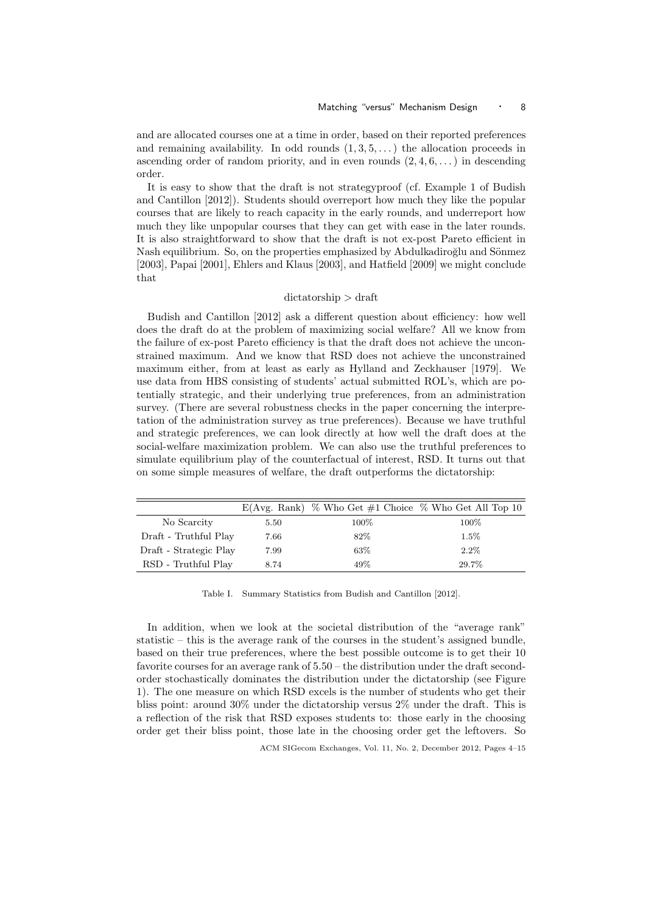and are allocated courses one at a time in order, based on their reported preferences and remaining availability. In odd rounds $(1, 3, 5, \dots)$ the allocation proceeds in ascending order of random priority, and in even rounds $(2, 4, 6, \dots)$ in descending order.

It is easy to show that the draft is not strategyproof (cf. Example 1 of Budish and Cantillon [2012]). Students should overreport how much they like the popular courses that are likely to reach capacity in the early rounds, and underreport how much they like unpopular courses that they can get with ease in the later rounds. It is also straightforward to show that the draft is not ex-post Pareto efficient in Nash equilibrium. So, on the properties emphasized by Abdulkadiroğlu and Sönmez [2003], Papai [2001], Ehlers and Klaus [2003], and Hatfield [2009] we might conclude that

$$\text{dictatorship} > \text{draft}$$

Budish and Cantillon [2012] ask a different question about efficiency: how well does the draft do at the problem of maximizing social welfare? All we know from the failure of ex-post Pareto efficiency is that the draft does not achieve the unconstrained maximum. And we know that RSD does not achieve the unconstrained maximum either, from at least as early as Hylland and Zeckhauser [1979]. We use data from HBS consisting of students' actual submitted ROL's, which are potentially strategic, and their underlying true preferences, from an administration survey. (There are several robustness checks in the paper concerning the interpretation of the administration survey as true preferences). Because we have truthful and strategic preferences, we can look directly at how well the draft does at the social-welfare maximization problem. We can also use the truthful preferences to simulate equilibrium play of the counterfactual of interest, RSD. It turns out that on some simple measures of welfare, the draft outperforms the dictatorship:

| | E(Avg. Rank) | % Who Get #1 Choice | % Who Get All Top 10 |
|---|---|---|---|
| No Scarcity | 5.50 | 100% | 100% |
| Draft - Truthful Play | 7.66 | 82% | 1.5% |
| Draft - Strategic Play | 7.99 | 63% | 2.2% |
| RSD - Truthful Play | 8.74 | 49% | 29.7% |

Table I. Summary Statistics from Budish and Cantillon [2012].

In addition, when we look at the societal distribution of the "average rank" statistic – this is the average rank of the courses in the student's assigned bundle, based on their true preferences, where the best possible outcome is to get their 10 favorite courses for an average rank of 5.50 – the distribution under the draft second-order stochastically dominates the distribution under the dictatorship (see Figure 1). The one measure on which RSD excels is the number of students who get their bliss point: around 30% under the dictatorship versus 2% under the draft. This is a reflection of the risk that RSD exposes students to: those early in the choosing order get their bliss point, those late in the choosing order get the leftovers. So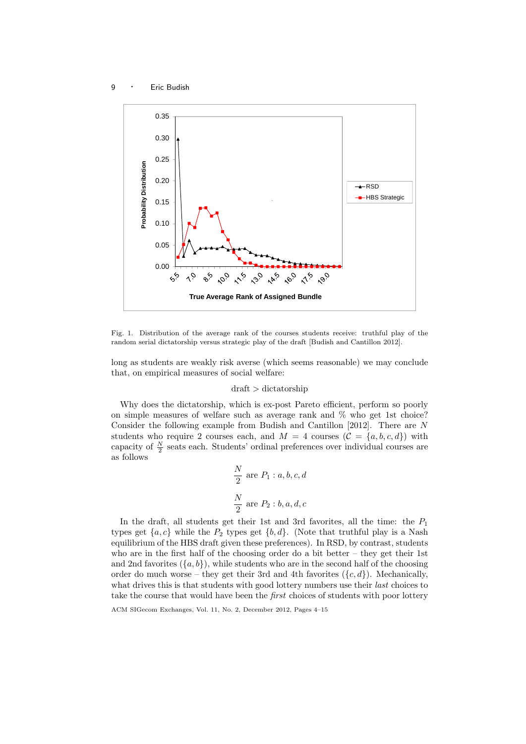Fig. 1. Distribution of the average rank of the courses students receive: truthful play of the random serial dictatorship versus strategic play of the draft [Budish and Cantillon 2012].

long as students are weakly risk averse (which seems reasonable) we may conclude that, on empirical measures of social welfare:

$$\text{draft} > \text{dictatorship}$$

Why does the dictatorship, which is ex-post Pareto efficient, perform so poorly on simple measures of welfare such as average rank and % who get 1st choice? Consider the following example from Budish and Cantillon [2012]. There are $N$ students who require 2 courses each, and $M = 4$ courses ($\mathcal{C} = \{a, b, c, d\}$) with capacity of $\frac{N}{2}$ seats each. Students' ordinal preferences over individual courses are as follows

$$\frac{N}{2} \text{ are } P_1 : a, b, c, d$$

$$\frac{N}{2} \text{ are } P_2 : b, a, d, c$$

In the draft, all students get their 1st and 3rd favorites, all the time: the $P_1$ types get $\{a, c\}$ while the $P_2$ types get $\{b, d\}$. (Note that truthful play is a Nash equilibrium of the HBS draft given these preferences). In RSD, by contrast, students who are in the first half of the choosing order do a bit better – they get their 1st and 2nd favorites ($\{a, b\}$), while students who are in the second half of the choosing order do much worse – they get their 3rd and 4th favorites ($\{c, d\}$). Mechanically, what drives this is that students with good lottery numbers use their *last* choices to take the course that would have been the *first* choices of students with poor lottery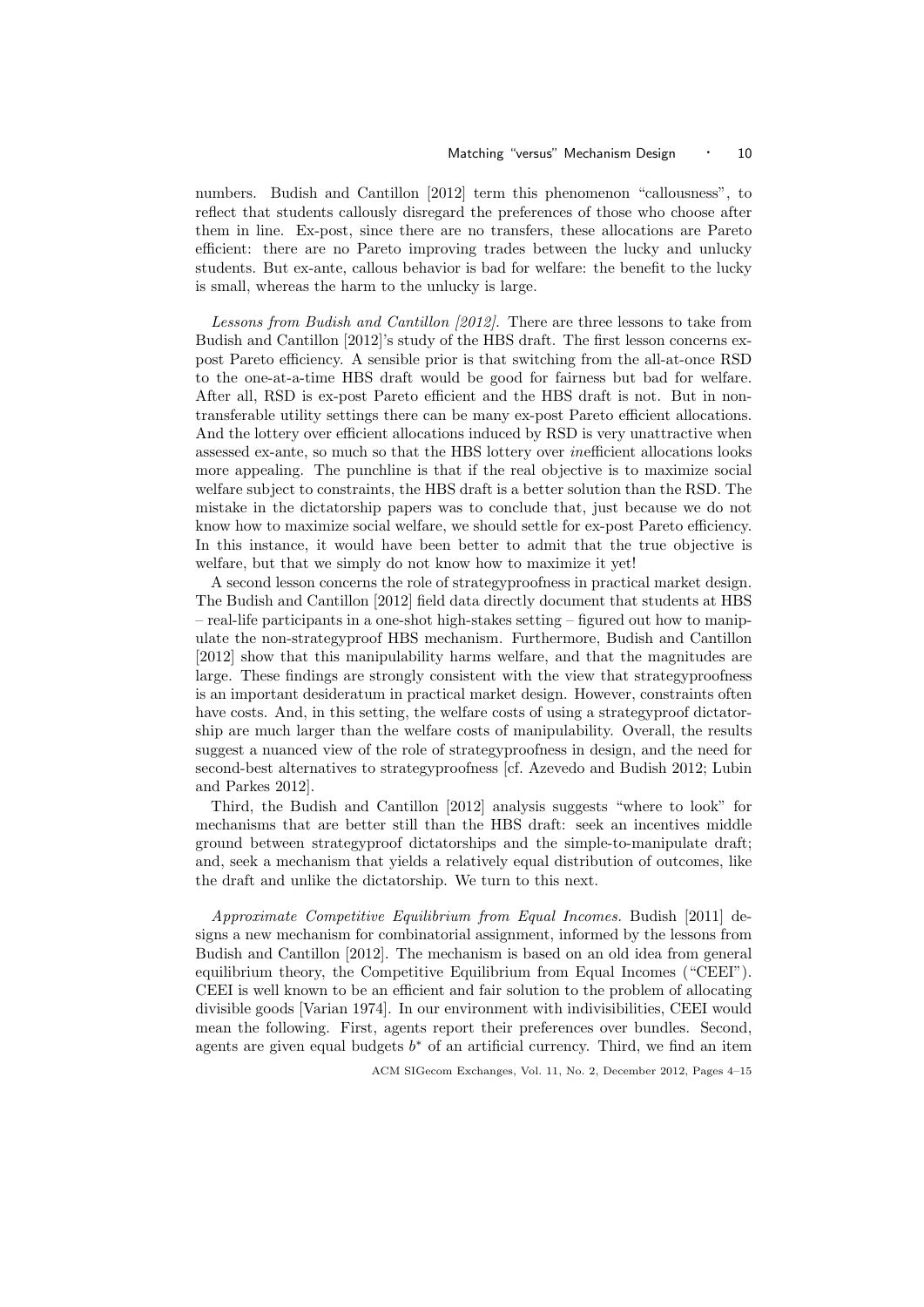numbers. Budish and Cantillon [2012] term this phenomenon "callousness", to reflect that students callously disregard the preferences of those who choose after them in line. Ex-post, since there are no transfers, these allocations are Pareto efficient: there are no Pareto improving trades between the lucky and unlucky students. But ex-ante, callous behavior is bad for welfare: the benefit to the lucky is small, whereas the harm to the unlucky is large.

*Lessons from Budish and Cantillon [2012].* There are three lessons to take from Budish and Cantillon [2012]'s study of the HBS draft. The first lesson concerns ex-post Pareto efficiency. A sensible prior is that switching from the all-at-once RSD to the one-at-a-time HBS draft would be good for fairness but bad for welfare. After all, RSD is ex-post Pareto efficient and the HBS draft is not. But in non-transferable utility settings there can be many ex-post Pareto efficient allocations. And the lottery over efficient allocations induced by RSD is very unattractive when assessed ex-ante, so much so that the HBS lottery over *in*efficient allocations looks more appealing. The punchline is that if the real objective is to maximize social welfare subject to constraints, the HBS draft is a better solution than the RSD. The mistake in the dictatorship papers was to conclude that, just because we do not know how to maximize social welfare, we should settle for ex-post Pareto efficiency. In this instance, it would have been better to admit that the true objective is welfare, but that we simply do not know how to maximize it yet!

A second lesson concerns the role of strategyproofness in practical market design. The Budish and Cantillon [2012] field data directly document that students at HBS – real-life participants in a one-shot high-stakes setting – figured out how to manipulate the non-strategyproof HBS mechanism. Furthermore, Budish and Cantillon [2012] show that this manipulability harms welfare, and that the magnitudes are large. These findings are strongly consistent with the view that strategyproofness is an important desideratum in practical market design. However, constraints often have costs. And, in this setting, the welfare costs of using a strategyproof dictatorship are much larger than the welfare costs of manipulability. Overall, the results suggest a nuanced view of the role of strategyproofness in design, and the need for second-best alternatives to strategyproofness [cf. Azevedo and Budish 2012; Lubin and Parkes 2012].

Third, the Budish and Cantillon [2012] analysis suggests "where to look" for mechanisms that are better still than the HBS draft: seek an incentives middle ground between strategyproof dictatorships and the simple-to-manipulate draft; and, seek a mechanism that yields a relatively equal distribution of outcomes, like the draft and unlike the dictatorship. We turn to this next.

*Approximate Competitive Equilibrium from Equal Incomes.* Budish [2011] designs a new mechanism for combinatorial assignment, informed by the lessons from Budish and Cantillon [2012]. The mechanism is based on an old idea from general equilibrium theory, the Competitive Equilibrium from Equal Incomes ("CEEI"). CEEI is well known to be an efficient and fair solution to the problem of allocating divisible goods [Varian 1974]. In our environment with indivisibilities, CEEI would mean the following. First, agents report their preferences over bundles. Second, agents are given equal budgets $b^*$ of an artificial currency. Third, we find an item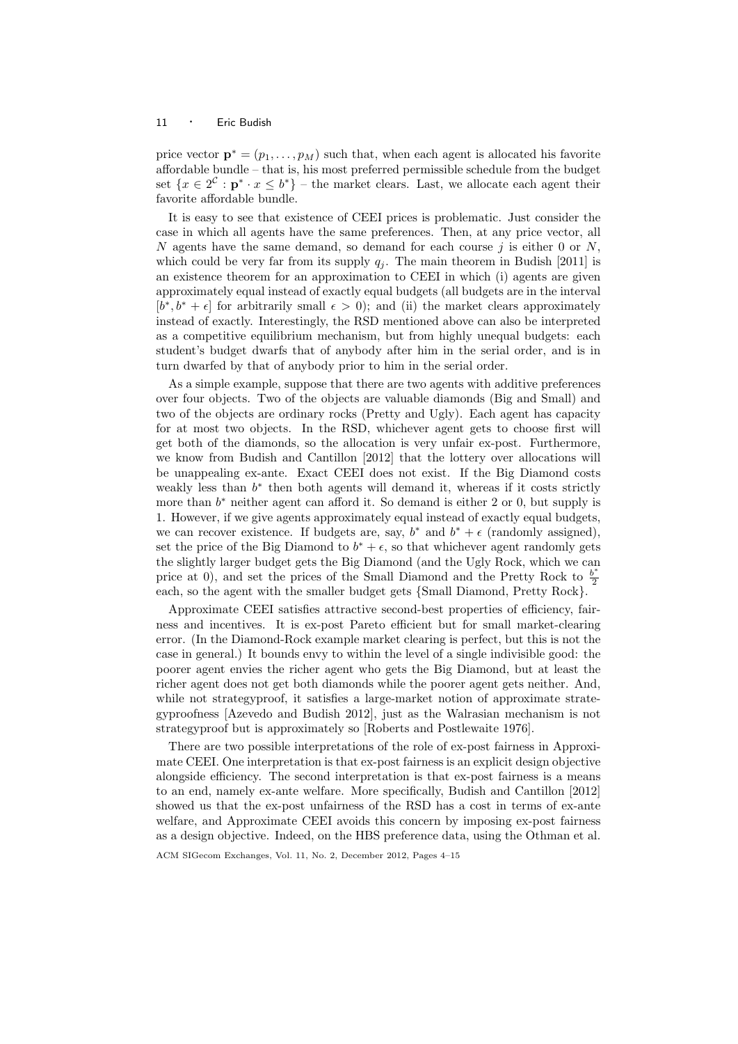price vector $\mathbf{p}^* = (p_1, \ldots, p_M)$ such that, when each agent is allocated his favorite affordable bundle – that is, his most preferred permissible schedule from the budget set $\{x \in 2^{\mathcal{C}} : \mathbf{p}^* \cdot x \leq b^*\}$ – the market clears. Last, we allocate each agent their favorite affordable bundle.

It is easy to see that existence of CEEI prices is problematic. Just consider the case in which all agents have the same preferences. Then, at any price vector, all $N$ agents have the same demand, so demand for each course $j$ is either 0 or $N$, which could be very far from its supply $q_j$. The main theorem in Budish [2011] is an existence theorem for an approximation to CEEI in which (i) agents are given approximately equal instead of exactly equal budgets (all budgets are in the interval $[b^*, b^* + \epsilon]$ for arbitrarily small $\epsilon > 0$); and (ii) the market clears approximately instead of exactly. Interestingly, the RSD mentioned above can also be interpreted as a competitive equilibrium mechanism, but from highly unequal budgets: each student's budget dwarfs that of anybody after him in the serial order, and is in turn dwarfed by that of anybody prior to him in the serial order.

As a simple example, suppose that there are two agents with additive preferences over four objects. Two of the objects are valuable diamonds (Big and Small) and two of the objects are ordinary rocks (Pretty and Ugly). Each agent has capacity for at most two objects. In the RSD, whichever agent gets to choose first will get both of the diamonds, so the allocation is very unfair ex-post. Furthermore, we know from Budish and Cantillon [2012] that the lottery over allocations will be unappealing ex-ante. Exact CEEI does not exist. If the Big Diamond costs weakly less than $b^*$ then both agents will demand it, whereas if it costs strictly more than $b^*$ neither agent can afford it. So demand is either 2 or 0, but supply is 1. However, if we give agents approximately equal instead of exactly equal budgets, we can recover existence. If budgets are, say, $b^*$ and $b^* + \epsilon$ (randomly assigned), set the price of the Big Diamond to $b^* + \epsilon$, so that whichever agent randomly gets the slightly larger budget gets the Big Diamond (and the Ugly Rock, which we can price at 0), and set the prices of the Small Diamond and the Pretty Rock to $\frac{b^*}{2}$ each, so the agent with the smaller budget gets {Small Diamond, Pretty Rock}.

Approximate CEEI satisfies attractive second-best properties of efficiency, fairness and incentives. It is ex-post Pareto efficient but for small market-clearing error. (In the Diamond-Rock example market clearing is perfect, but this is not the case in general.) It bounds envy to within the level of a single indivisible good: the poorer agent envies the richer agent who gets the Big Diamond, but at least the richer agent does not get both diamonds while the poorer agent gets neither. And, while not strategyproof, it satisfies a large-market notion of approximate strategyproofness [Azevedo and Budish 2012], just as the Walrasian mechanism is not strategyproof but is approximately so [Roberts and Postlewaite 1976].

There are two possible interpretations of the role of ex-post fairness in Approximate CEEI. One interpretation is that ex-post fairness is an explicit design objective alongside efficiency. The second interpretation is that ex-post fairness is a means to an end, namely ex-ante welfare. More specifically, Budish and Cantillon [2012] showed us that the ex-post unfairness of the RSD has a cost in terms of ex-ante welfare, and Approximate CEEI avoids this concern by imposing ex-post fairness as a design objective. Indeed, on the HBS preference data, using the Othman et al.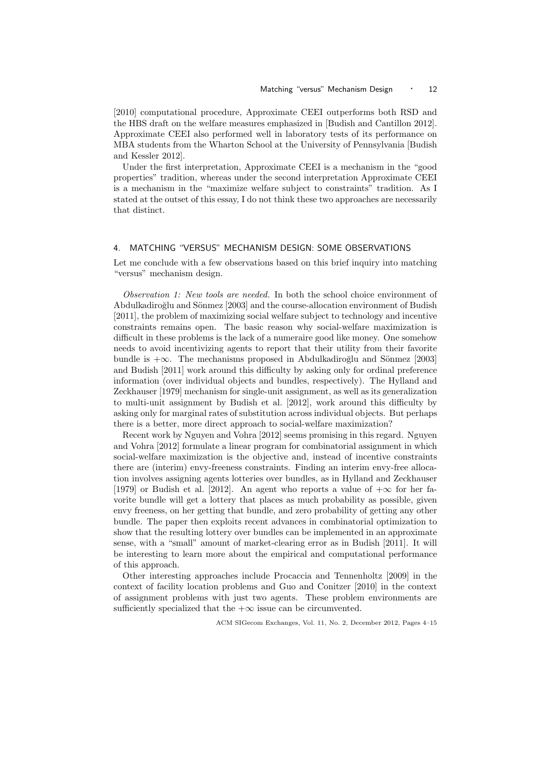[2010] computational procedure, Approximate CEEI outperforms both RSD and the HBS draft on the welfare measures emphasized in [Budish and Cantillon 2012]. Approximate CEEI also performed well in laboratory tests of its performance on MBA students from the Wharton School at the University of Pennsylvania [Budish and Kessler 2012].

Under the first interpretation, Approximate CEEI is a mechanism in the "good properties" tradition, whereas under the second interpretation Approximate CEEI is a mechanism in the "maximize welfare subject to constraints" tradition. As I stated at the outset of this essay, I do not think these two approaches are necessarily that distinct.

## 4. MATCHING "VERSUS" MECHANISM DESIGN: SOME OBSERVATIONS

Let me conclude with a few observations based on this brief inquiry into matching "versus" mechanism design.

*Observation 1: New tools are needed.* In both the school choice environment of Abdulkadiroğlu and Sönmez [2003] and the course-allocation environment of Budish [2011], the problem of maximizing social welfare subject to technology and incentive constraints remains open. The basic reason why social-welfare maximization is difficult in these problems is the lack of a numeraire good like money. One somehow needs to avoid incentivizing agents to report that their utility from their favorite bundle is $+\infty$. The mechanisms proposed in Abdulkadiroğlu and Sönmez [2003] and Budish [2011] work around this difficulty by asking only for ordinal preference information (over individual objects and bundles, respectively). The Hylland and Zeckhauser [1979] mechanism for single-unit assignment, as well as its generalization to multi-unit assignment by Budish et al. [2012], work around this difficulty by asking only for marginal rates of substitution across individual objects. But perhaps there is a better, more direct approach to social-welfare maximization?

Recent work by Nguyen and Vohra [2012] seems promising in this regard. Nguyen and Vohra [2012] formulate a linear program for combinatorial assignment in which social-welfare maximization is the objective and, instead of incentive constraints there are (interim) envy-freeness constraints. Finding an interim envy-free allocation involves assigning agents lotteries over bundles, as in Hylland and Zeckhauser [1979] or Budish et al. [2012]. An agent who reports a value of $+\infty$ for her favorite bundle will get a lottery that places as much probability as possible, given envy freeness, on her getting that bundle, and zero probability of getting any other bundle. The paper then exploits recent advances in combinatorial optimization to show that the resulting lottery over bundles can be implemented in an approximate sense, with a "small" amount of market-clearing error as in Budish [2011]. It will be interesting to learn more about the empirical and computational performance of this approach.

Other interesting approaches include Procaccia and Tennenholtz [2009] in the context of facility location problems and Guo and Conitzer [2010] in the context of assignment problems with just two agents. These problem environments are sufficiently specialized that the $+\infty$ issue can be circumvented.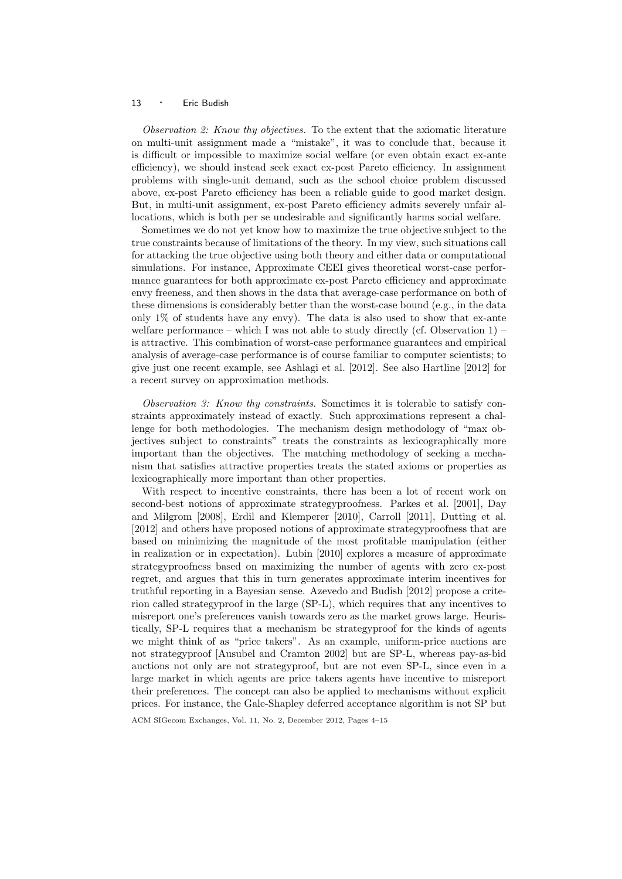*Observation 2: Know thy objectives.* To the extent that the axiomatic literature on multi-unit assignment made a "mistake", it was to conclude that, because it is difficult or impossible to maximize social welfare (or even obtain exact ex-ante efficiency), we should instead seek exact ex-post Pareto efficiency. In assignment problems with single-unit demand, such as the school choice problem discussed above, ex-post Pareto efficiency has been a reliable guide to good market design. But, in multi-unit assignment, ex-post Pareto efficiency admits severely unfair allocations, which is both per se undesirable and significantly harms social welfare.

Sometimes we do not yet know how to maximize the true objective subject to the true constraints because of limitations of the theory. In my view, such situations call for attacking the true objective using both theory and either data or computational simulations. For instance, Approximate CEEI gives theoretical worst-case performance guarantees for both approximate ex-post Pareto efficiency and approximate envy freeness, and then shows in the data that average-case performance on both of these dimensions is considerably better than the worst-case bound (e.g., in the data only 1% of students have any envy). The data is also used to show that ex-ante welfare performance – which I was not able to study directly (cf. Observation 1) – is attractive. This combination of worst-case performance guarantees and empirical analysis of average-case performance is of course familiar to computer scientists; to give just one recent example, see Ashlagi et al. [2012]. See also Hartline [2012] for a recent survey on approximation methods.

*Observation 3: Know thy constraints.* Sometimes it is tolerable to satisfy constraints approximately instead of exactly. Such approximations represent a challenge for both methodologies. The mechanism design methodology of "max objectives subject to constraints" treats the constraints as lexicographically more important than the objectives. The matching methodology of seeking a mechanism that satisfies attractive properties treats the stated axioms or properties as lexicographically more important than other properties.

With respect to incentive constraints, there has been a lot of recent work on second-best notions of approximate strategyproofness. Parkes et al. [2001], Day and Milgrom [2008], Erdil and Klemperer [2010], Carroll [2011], Dutting et al. [2012] and others have proposed notions of approximate strategyproofness that are based on minimizing the magnitude of the most profitable manipulation (either in realization or in expectation). Lubin [2010] explores a measure of approximate strategyproofness based on maximizing the number of agents with zero ex-post regret, and argues that this in turn generates approximate interim incentives for truthful reporting in a Bayesian sense. Azevedo and Budish [2012] propose a criterion called strategyproof in the large (SP-L), which requires that any incentives to misreport one's preferences vanish towards zero as the market grows large. Heuristically, SP-L requires that a mechanism be strategyproof for the kinds of agents we might think of as "price takers". As an example, uniform-price auctions are not strategyproof [Ausubel and Cramton 2002] but are SP-L, whereas pay-as-bid auctions not only are not strategyproof, but are not even SP-L, since even in a large market in which agents are price takers agents have incentive to misreport their preferences. The concept can also be applied to mechanisms without explicit prices. For instance, the Gale-Shapley deferred acceptance algorithm is not SP but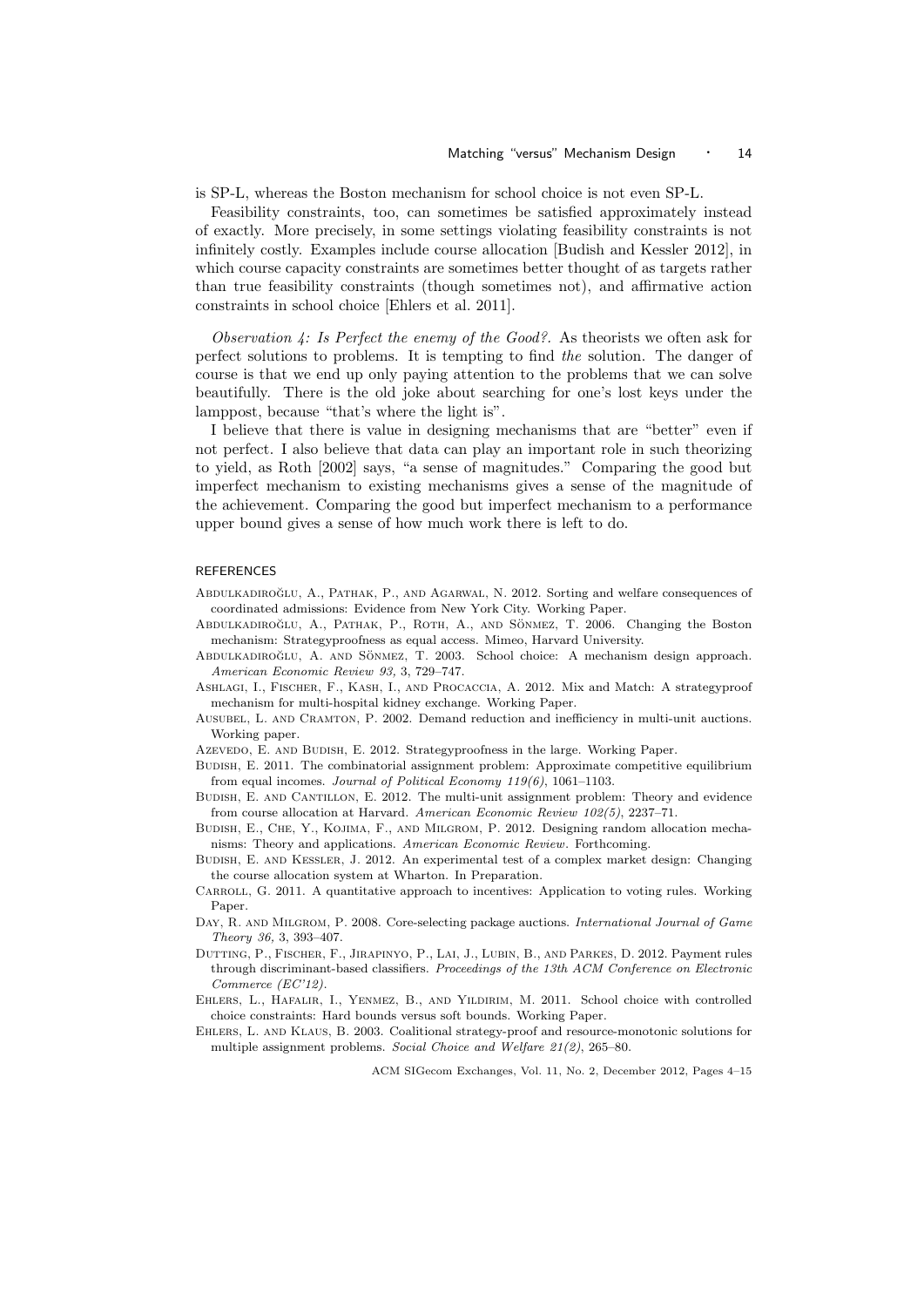is SP-L, whereas the Boston mechanism for school choice is not even SP-L.

Feasibility constraints, too, can sometimes be satisfied approximately instead of exactly. More precisely, in some settings violating feasibility constraints is not infinitely costly. Examples include course allocation [Budish and Kessler 2012], in which course capacity constraints are sometimes better thought of as targets rather than true feasibility constraints (though sometimes not), and affirmative action constraints in school choice [Ehlers et al. 2011].

*Observation 4: Is Perfect the enemy of the Good?.* As theorists we often ask for perfect solutions to problems. It is tempting to find *the* solution. The danger of course is that we end up only paying attention to the problems that we can solve beautifully. There is the old joke about searching for one's lost keys under the lamppost, because "that's where the light is".

I believe that there is value in designing mechanisms that are "better" even if not perfect. I also believe that data can play an important role in such theorizing to yield, as Roth [2002] says, "a sense of magnitudes." Comparing the good but imperfect mechanism to existing mechanisms gives a sense of the magnitude of the achievement. Comparing the good but imperfect mechanism to a performance upper bound gives a sense of how much work there is left to do.

## REFERENCES

Abdulkadiroğlu, A., Pathak, P., and Agarwal, N. 2012. Sorting and welfare consequences of coordinated admissions: Evidence from New York City. Working Paper.

Abdulkadiroğlu, A., Pathak, P., Roth, A., and Sönmez, T. 2006. Changing the Boston mechanism: Strategyproofness as equal access. Mimeo, Harvard University.

Abdulkadiroğlu, A. and Sönmez, T. 2003. School choice: A mechanism design approach. *American Economic Review 93,* 3, 729–747.

Ashlagi, I., Fischer, F., Kash, I., and Procaccia, A. 2012. Mix and Match: A strategyproof mechanism for multi-hospital kidney exchange. Working Paper.

Ausubel, L. and Cramton, P. 2002. Demand reduction and inefficiency in multi-unit auctions. Working paper.

Azevedo, E. and Budish, E. 2012. Strategyproofness in the large. Working Paper.

Budish, E. 2011. The combinatorial assignment problem: Approximate competitive equilibrium from equal incomes. *Journal of Political Economy 119(6)*, 1061–1103.

Budish, E. and Cantillon, E. 2012. The multi-unit assignment problem: Theory and evidence from course allocation at Harvard. *American Economic Review 102(5)*, 2237–71.

Budish, E., Che, Y., Kojima, F., and Milgrom, P. 2012. Designing random allocation mechanisms: Theory and applications. *American Economic Review*. Forthcoming.

Budish, E. and Kessler, J. 2012. An experimental test of a complex market design: Changing the course allocation system at Wharton. In Preparation.

Carroll, G. 2011. A quantitative approach to incentives: Application to voting rules. Working Paper.

Day, R. and Milgrom, P. 2008. Core-selecting package auctions. *International Journal of Game Theory 36,* 3, 393–407.

Dutting, P., Fischer, F., Jirapinyo, P., Lai, J., Lubin, B., and Parkes, D. 2012. Payment rules through discriminant-based classifiers. *Proceedings of the 13th ACM Conference on Electronic Commerce (EC'12)*.

Ehlers, L., Hafalir, I., Yenmez, B., and Yildirim, M. 2011. School choice with controlled choice constraints: Hard bounds versus soft bounds. Working Paper.

Ehlers, L. and Klaus, B. 2003. Coalitional strategy-proof and resource-monotonic solutions for multiple assignment problems. *Social Choice and Welfare 21(2)*, 265–80.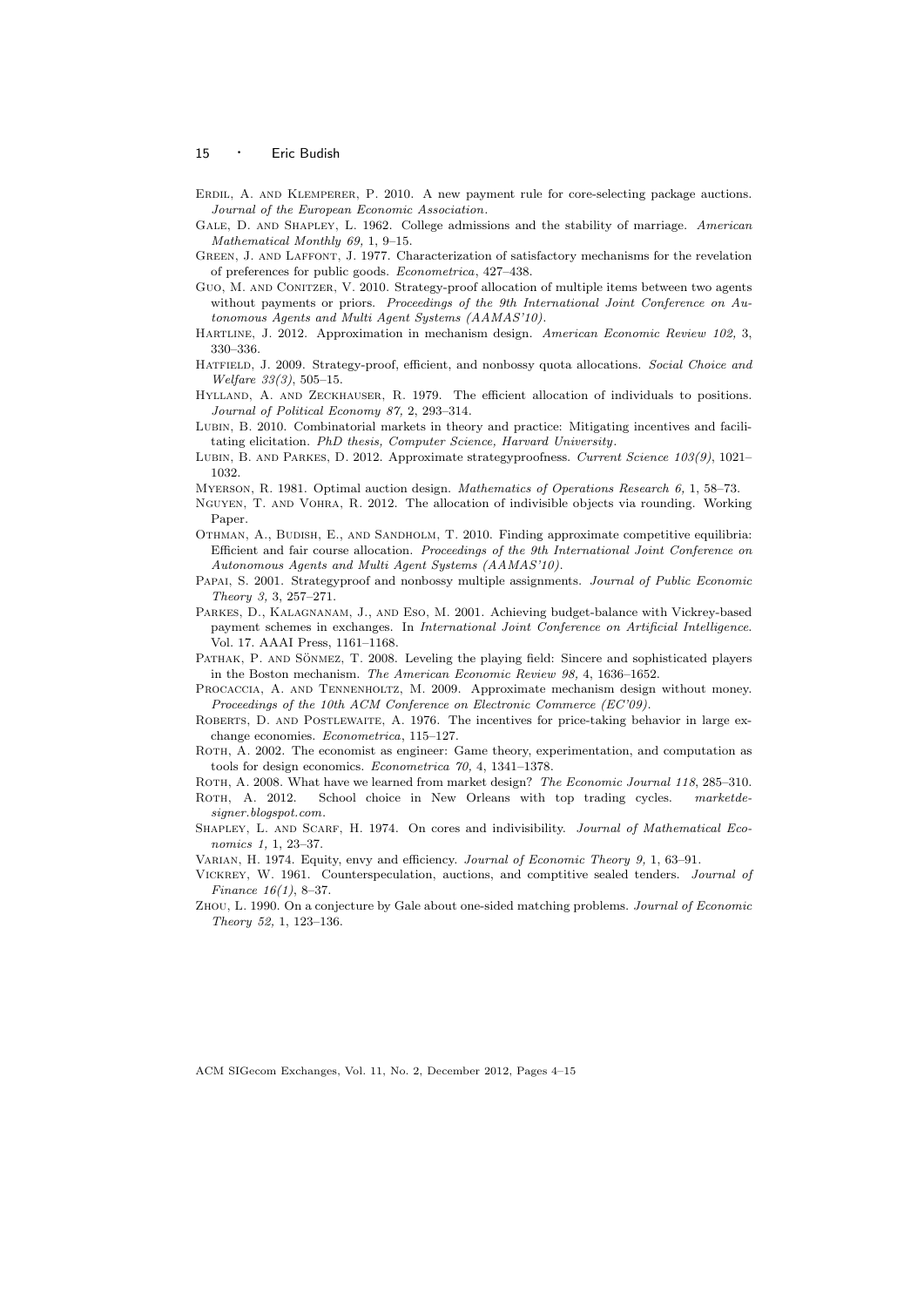Erdil, A. and Klemperer, P. 2010. A new payment rule for core-selecting package auctions. *Journal of the European Economic Association*.

Gale, D. and Shapley, L. 1962. College admissions and the stability of marriage. *American Mathematical Monthly 69,* 1, 9–15.

Green, J. and Laffont, J. 1977. Characterization of satisfactory mechanisms for the revelation of preferences for public goods. *Econometrica*, 427–438.

Guo, M. and Conitzer, V. 2010. Strategy-proof allocation of multiple items between two agents without payments or priors. *Proceedings of the 9th International Joint Conference on Autonomous Agents and Multi Agent Systems (AAMAS'10)*.

Hartline, J. 2012. Approximation in mechanism design. *American Economic Review 102,* 3, 330–336.

Hatfield, J. 2009. Strategy-proof, efficient, and nonbossy quota allocations. *Social Choice and Welfare 33(3)*, 505–15.

Hylland, A. and Zeckhauser, R. 1979. The efficient allocation of individuals to positions. *Journal of Political Economy 87,* 2, 293–314.

Lubin, B. 2010. Combinatorial markets in theory and practice: Mitigating incentives and facilitating elicitation. *PhD thesis, Computer Science, Harvard University*.

Lubin, B. and Parkes, D. 2012. Approximate strategyproofness. *Current Science 103(9)*, 1021–1032.

Myerson, R. 1981. Optimal auction design. *Mathematics of Operations Research 6,* 1, 58–73.

Nguyen, T. and Vohra, R. 2012. The allocation of indivisible objects via rounding. Working Paper.

Othman, A., Budish, E., and Sandholm, T. 2010. Finding approximate competitive equilibria: Efficient and fair course allocation. *Proceedings of the 9th International Joint Conference on Autonomous Agents and Multi Agent Systems (AAMAS'10)*.

Papai, S. 2001. Strategyproof and nonbossy multiple assignments. *Journal of Public Economic Theory 3,* 3, 257–271.

Parkes, D., Kalagnanam, J., and Eso, M. 2001. Achieving budget-balance with Vickrey-based payment schemes in exchanges. In *International Joint Conference on Artificial Intelligence.* Vol. 17. AAAI Press, 1161–1168.

Pathak, P. and Sönmez, T. 2008. Leveling the playing field: Sincere and sophisticated players in the Boston mechanism. *The American Economic Review 98,* 4, 1636–1652.

Procaccia, A. and Tennenholtz, M. 2009. Approximate mechanism design without money. *Proceedings of the 10th ACM Conference on Electronic Commerce (EC'09)*.

Roberts, D. and Postlewaite, A. 1976. The incentives for price-taking behavior in large exchange economies. *Econometrica*, 115–127.

Roth, A. 2002. The economist as engineer: Game theory, experimentation, and computation as tools for design economics. *Econometrica 70,* 4, 1341–1378.

Roth, A. 2008. What have we learned from market design? *The Economic Journal 118*, 285–310.

Roth, A. 2012. School choice in New Orleans with top trading cycles. *marketdesigner.blogspot.com*.

Shapley, L. and Scarf, H. 1974. On cores and indivisibility. *Journal of Mathematical Economics 1,* 1, 23–37.

Varian, H. 1974. Equity, envy and efficiency. *Journal of Economic Theory 9,* 1, 63–91.

Vickrey, W. 1961. Counterspeculation, auctions, and comptitive sealed tenders. *Journal of Finance 16(1)*, 8–37.

Zhou, L. 1990. On a conjecture by Gale about one-sided matching problems. *Journal of Economic Theory 52,* 1, 123–136.